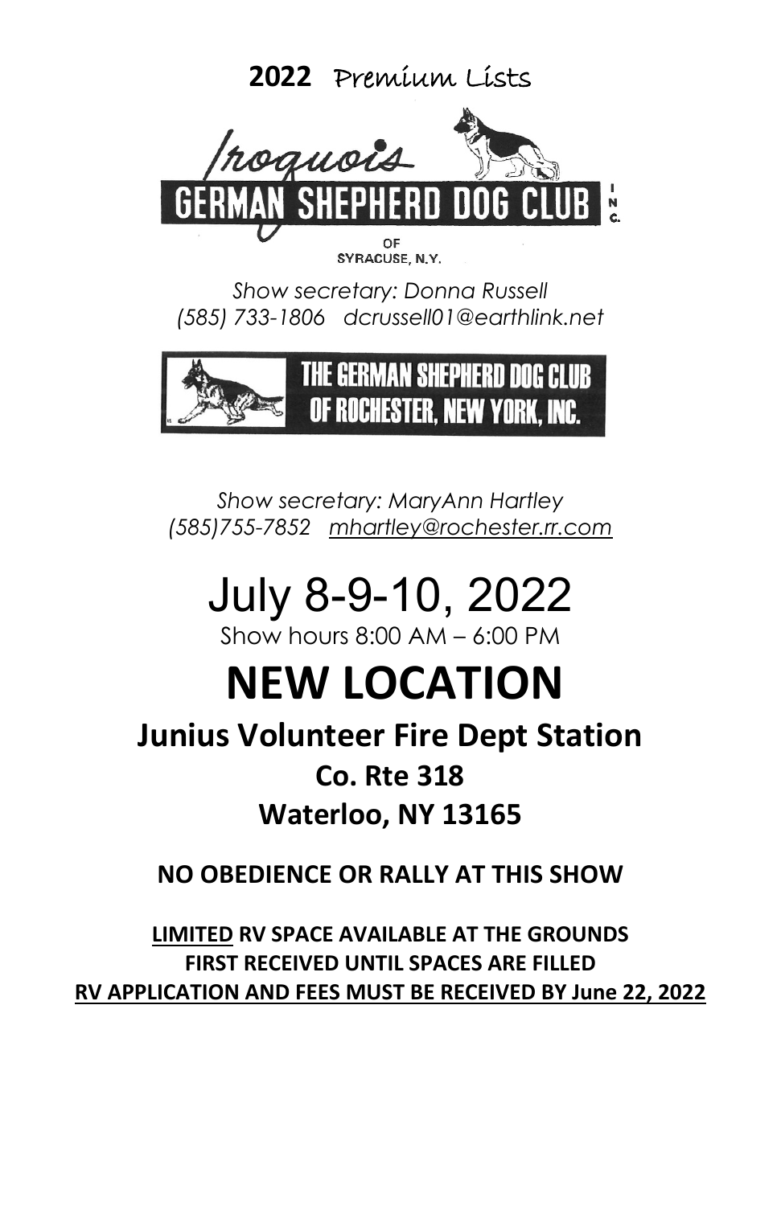# 2022 Premium Lists

**Iroquois GERMAN SHEPHERD DOG CLUB INC.**
OF SYRACUSE, N.Y.

*Show secretary: Donna Russell*
*(585) 733-1806 dcrussell01@earthlink.net*

**THE GERMAN SHEPHERD DOG CLUB OF ROCHESTER, NEW YORK, INC.**

*Show secretary: MaryAnn Hartley*
*(585)755-7852 mhartley@rochester.rr.com*

# July 8-9-10, 2022

Show hours 8:00 AM – 6:00 PM

# NEW LOCATION

## Junius Volunteer Fire Dept Station

### Co. Rte 318

### Waterloo, NY 13165

**NO OBEDIENCE OR RALLY AT THIS SHOW**

**LIMITED RV SPACE AVAILABLE AT THE GROUNDS**
**FIRST RECEIVED UNTIL SPACES ARE FILLED**
**RV APPLICATION AND FEES MUST BE RECEIVED BY June 22, 2022**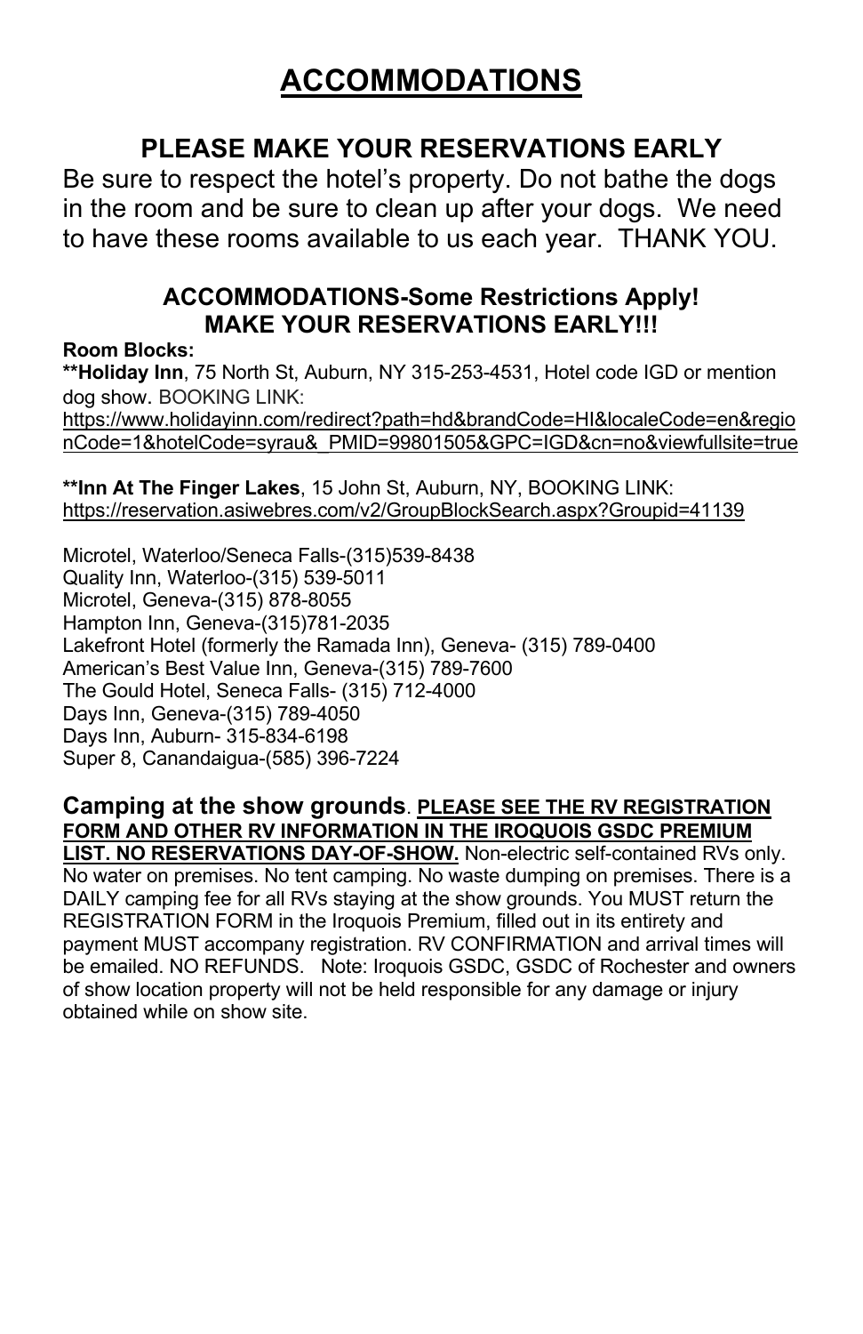# ACCOMMODATIONS

## PLEASE MAKE YOUR RESERVATIONS EARLY

Be sure to respect the hotel's property. Do not bathe the dogs in the room and be sure to clean up after your dogs. We need to have these rooms available to us each year. THANK YOU.

### ACCOMMODATIONS-Some Restrictions Apply! MAKE YOUR RESERVATIONS EARLY!!!

**Room Blocks:**

****Holiday Inn**, 75 North St, Auburn, NY 315-253-4531, Hotel code IGD or mention dog show. BOOKING LINK: https://www.holidayinn.com/redirect?path=hd&brandCode=HI&localeCode=en&regionCode=1&hotelCode=syrau&_PMID=99801505&GPC=IGD&cn=no&viewfullsite=true

****Inn At The Finger Lakes**, 15 John St, Auburn, NY, BOOKING LINK: https://reservation.asiwebres.com/v2/GroupBlockSearch.aspx?Groupid=41139

Microtel, Waterloo/Seneca Falls-(315)539-8438
Quality Inn, Waterloo-(315) 539-5011
Microtel, Geneva-(315) 878-8055
Hampton Inn, Geneva-(315)781-2035
Lakefront Hotel (formerly the Ramada Inn), Geneva- (315) 789-0400
American's Best Value Inn, Geneva-(315) 789-7600
The Gould Hotel, Seneca Falls- (315) 712-4000
Days Inn, Geneva-(315) 789-4050
Days Inn, Auburn- 315-834-6198
Super 8, Canandaigua-(585) 396-7224

**Camping at the show grounds**. **PLEASE SEE THE RV REGISTRATION FORM AND OTHER RV INFORMATION IN THE IROQUOIS GSDC PREMIUM LIST. NO RESERVATIONS DAY-OF-SHOW.** Non-electric self-contained RVs only. No water on premises. No tent camping. No waste dumping on premises. There is a DAILY camping fee for all RVs staying at the show grounds. You MUST return the REGISTRATION FORM in the Iroquois Premium, filled out in its entirety and payment MUST accompany registration. RV CONFIRMATION and arrival times will be emailed. NO REFUNDS. Note: Iroquois GSDC, GSDC of Rochester and owners of show location property will not be held responsible for any damage or injury obtained while on show site.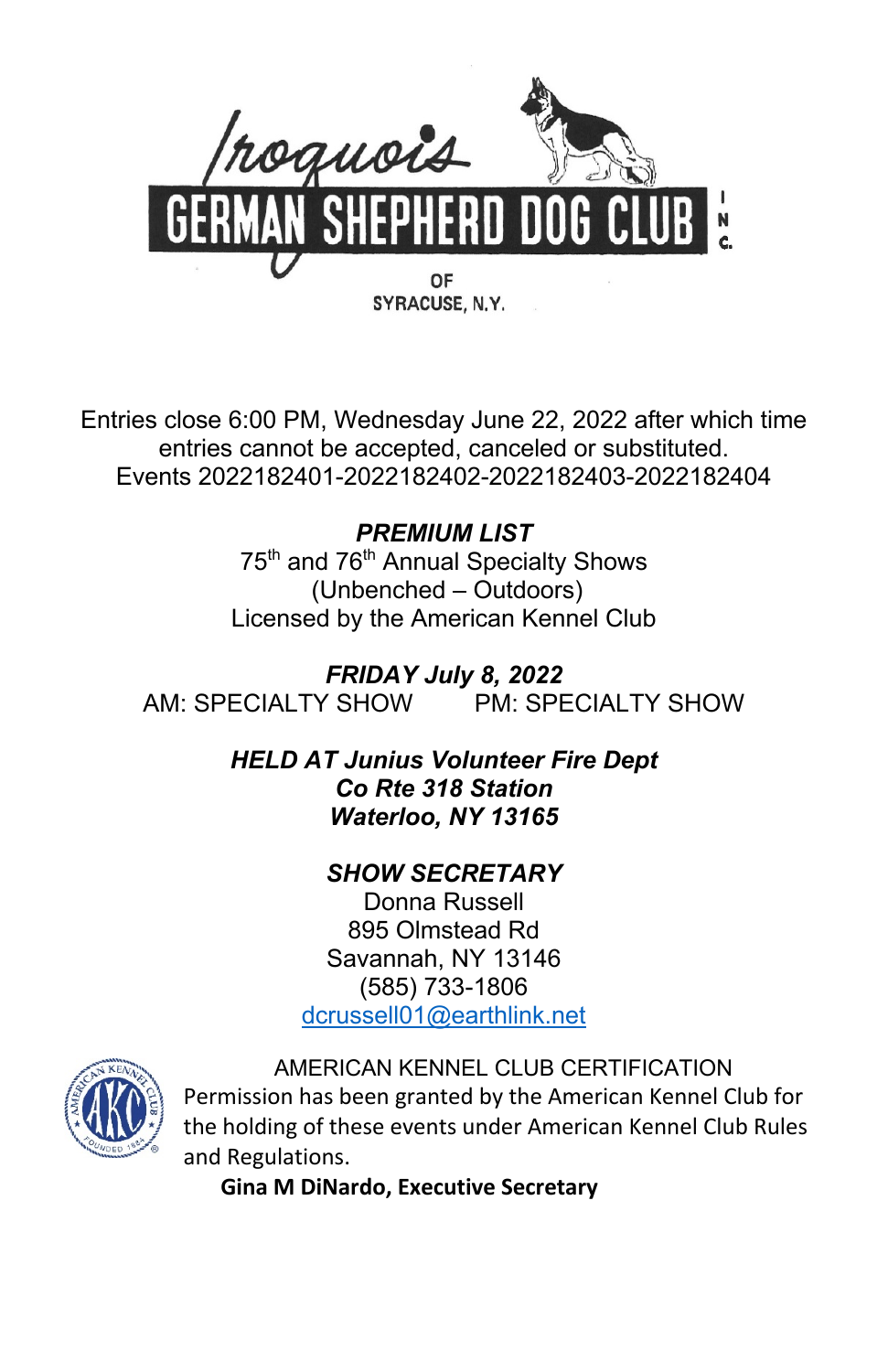# Iroquois German Shepherd Dog Club Inc.

OF
SYRACUSE, N.Y.

Entries close 6:00 PM, Wednesday June 22, 2022 after which time entries cannot be accepted, canceled or substituted.
Events 2022182401-2022182402-2022182403-2022182404

## *PREMIUM LIST*

75th and 76th Annual Specialty Shows
(Unbenched – Outdoors)
Licensed by the American Kennel Club

***FRIDAY July 8, 2022***

AM: SPECIALTY SHOW PM: SPECIALTY SHOW

***HELD AT Junius Volunteer Fire Dept***
***Co Rte 318 Station***
***Waterloo, NY 13165***

***SHOW SECRETARY***

Donna Russell
895 Olmstead Rd
Savannah, NY 13146
(585) 733-1806
dcrussell01@earthlink.net

AMERICAN KENNEL CLUB CERTIFICATION

Permission has been granted by the American Kennel Club for the holding of these events under American Kennel Club Rules and Regulations.

**Gina M DiNardo, Executive Secretary**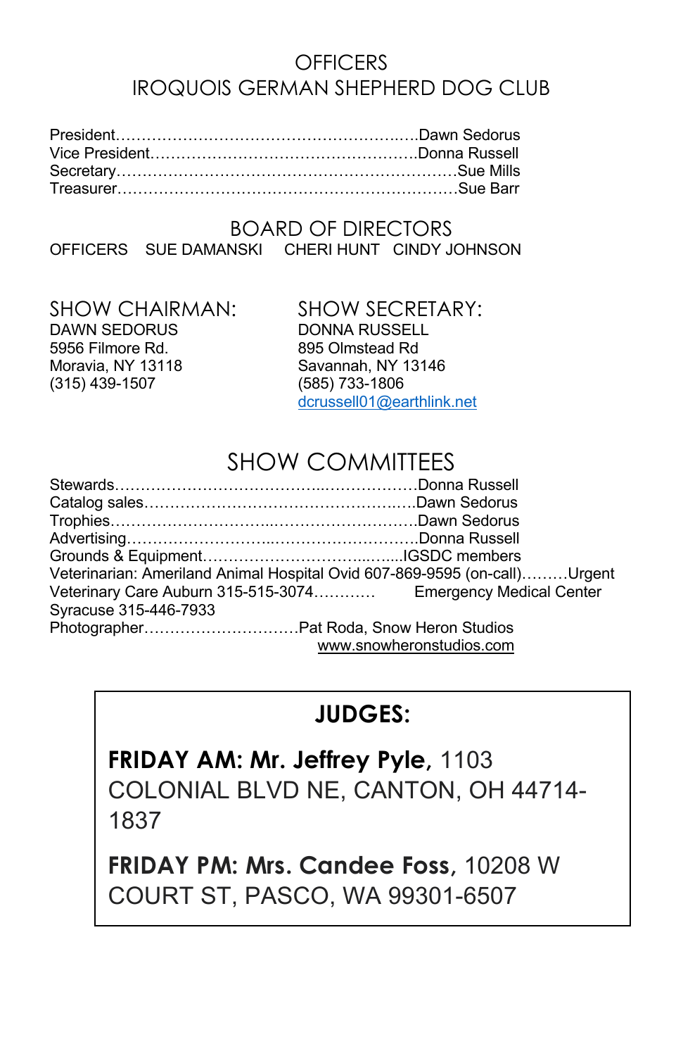# OFFICERS
# IROQUOIS GERMAN SHEPHERD DOG CLUB

President……………………………………………………Dawn Sedorus
Vice President……………………………………………Donna Russell
Secretary……………………………………………………Sue Mills
Treasurer……………………………………………………Sue Barr

## BOARD OF DIRECTORS

OFFICERS   SUE DAMANSKI   CHERI HUNT   CINDY JOHNSON

## SHOW CHAIRMAN:

DAWN SEDORUS
5956 Filmore Rd.
Moravia, NY 13118
(315) 439-1507

## SHOW SECRETARY:

DONNA RUSSELL
895 Olmstead Rd
Savannah, NY 13146
(585) 733-1806
dcrussell01@earthlink.net

## SHOW COMMITTEES

Stewards……………………………………………………Donna Russell
Catalog sales………………………………………………Dawn Sedorus
Trophies……………………………………………………Dawn Sedorus
Advertising…………………………………………………Donna Russell
Grounds & Equipment………………………………….IGSDC members
Veterinarian: Ameriland Animal Hospital Ovid 607-869-9595 (on-call)………Urgent Veterinary Care Auburn 315-515-3074………… Emergency Medical Center Syracuse 315-446-7933
Photographer…………………………Pat Roda, Snow Heron Studios
www.snowheronstudios.com

## JUDGES:

**FRIDAY AM: Mr. Jeffrey Pyle,** 1103 COLONIAL BLVD NE, CANTON, OH 44714-1837

**FRIDAY PM: Mrs. Candee Foss,** 10208 W COURT ST, PASCO, WA 99301-6507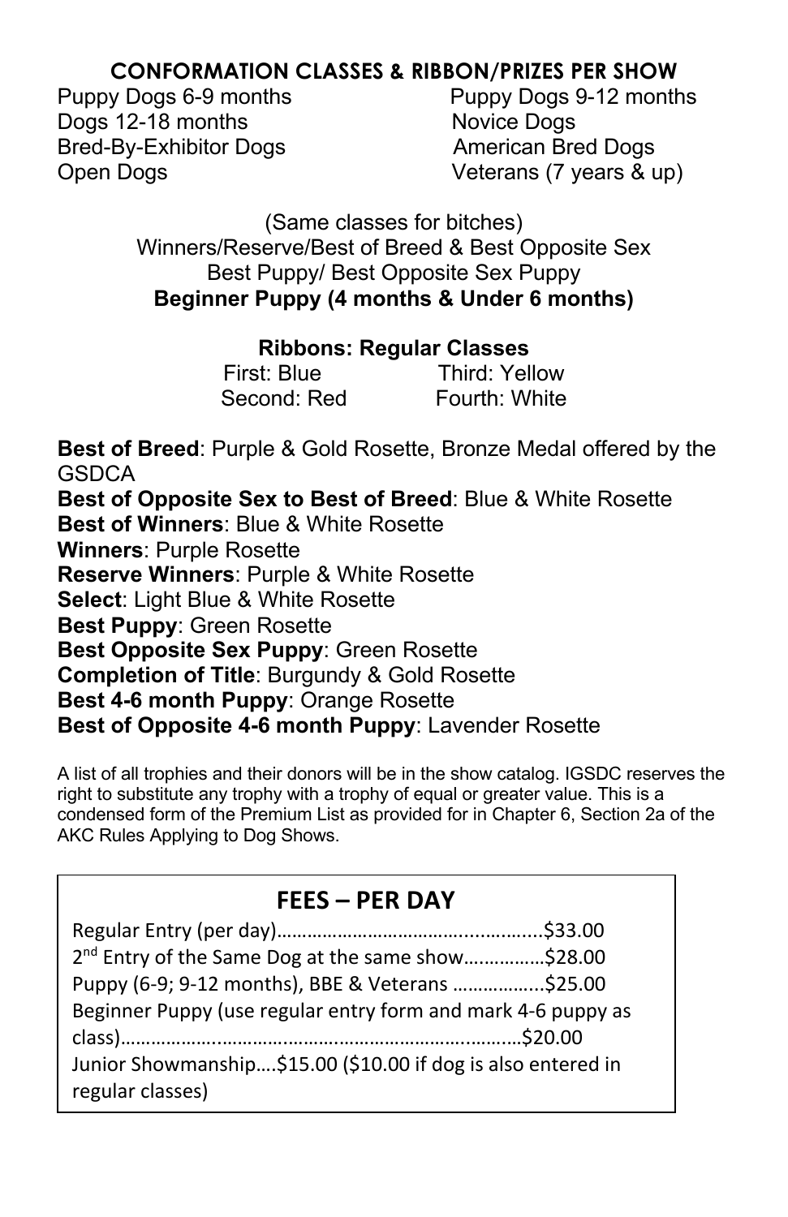## CONFORMATION CLASSES & RIBBON/PRIZES PER SHOW

Puppy Dogs 6-9 months
Puppy Dogs 9-12 months
Dogs 12-18 months
Novice Dogs
Bred-By-Exhibitor Dogs
American Bred Dogs
Open Dogs
Veterans (7 years & up)

(Same classes for bitches)
Winners/Reserve/Best of Breed & Best Opposite Sex
Best Puppy/ Best Opposite Sex Puppy
**Beginner Puppy (4 months & Under 6 months)**

**Ribbons: Regular Classes**

First: Blue
Second: Red
Third: Yellow
Fourth: White

**Best of Breed**: Purple & Gold Rosette, Bronze Medal offered by the GSDCA
**Best of Opposite Sex to Best of Breed**: Blue & White Rosette
**Best of Winners**: Blue & White Rosette
**Winners**: Purple Rosette
**Reserve Winners**: Purple & White Rosette
**Select**: Light Blue & White Rosette
**Best Puppy**: Green Rosette
**Best Opposite Sex Puppy**: Green Rosette
**Completion of Title**: Burgundy & Gold Rosette
**Best 4-6 month Puppy**: Orange Rosette
**Best of Opposite 4-6 month Puppy**: Lavender Rosette

A list of all trophies and their donors will be in the show catalog. IGSDC reserves the right to substitute any trophy with a trophy of equal or greater value. This is a condensed form of the Premium List as provided for in Chapter 6, Section 2a of the AKC Rules Applying to Dog Shows.

## FEES – PER DAY

Regular Entry (per day)……………………………..............$33.00
2nd Entry of the Same Dog at the same show……………$28.00
Puppy (6-9; 9-12 months), BBE & Veterans ……………..$25.00
Beginner Puppy (use regular entry form and mark 4-6 puppy as class)……………………………………………………….……$20.00
Junior Showmanship….$15.00 ($10.00 if dog is also entered in regular classes)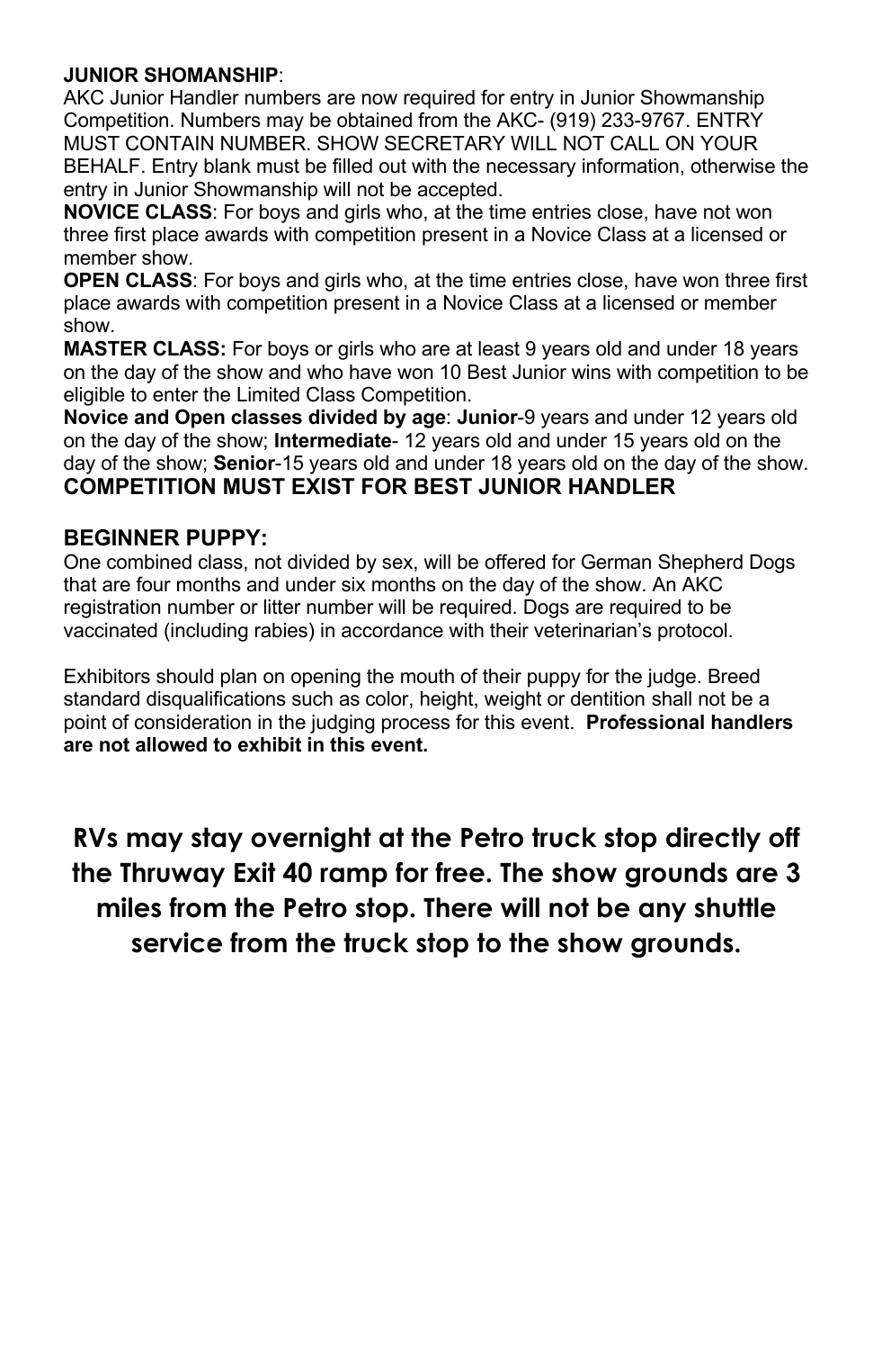**JUNIOR SHOMANSHIP**:

AKC Junior Handler numbers are now required for entry in Junior Showmanship Competition. Numbers may be obtained from the AKC- (919) 233-9767. ENTRY MUST CONTAIN NUMBER. SHOW SECRETARY WILL NOT CALL ON YOUR BEHALF. Entry blank must be filled out with the necessary information, otherwise the entry in Junior Showmanship will not be accepted.

**NOVICE CLASS**: For boys and girls who, at the time entries close, have not won three first place awards with competition present in a Novice Class at a licensed or member show.

**OPEN CLASS**: For boys and girls who, at the time entries close, have won three first place awards with competition present in a Novice Class at a licensed or member show.

**MASTER CLASS:** For boys or girls who are at least 9 years old and under 18 years on the day of the show and who have won 10 Best Junior wins with competition to be eligible to enter the Limited Class Competition.

**Novice and Open classes divided by age**: **Junior**-9 years and under 12 years old on the day of the show; **Intermediate**- 12 years old and under 15 years old on the day of the show; **Senior**-15 years old and under 18 years old on the day of the show.

**COMPETITION MUST EXIST FOR BEST JUNIOR HANDLER**

**BEGINNER PUPPY:**

One combined class, not divided by sex, will be offered for German Shepherd Dogs that are four months and under six months on the day of the show. An AKC registration number or litter number will be required. Dogs are required to be vaccinated (including rabies) in accordance with their veterinarian's protocol.

Exhibitors should plan on opening the mouth of their puppy for the judge. Breed standard disqualifications such as color, height, weight or dentition shall not be a point of consideration in the judging process for this event. **Professional handlers are not allowed to exhibit in this event.**

**RVs may stay overnight at the Petro truck stop directly off the Thruway Exit 40 ramp for free. The show grounds are 3 miles from the Petro stop. There will not be any shuttle service from the truck stop to the show grounds.**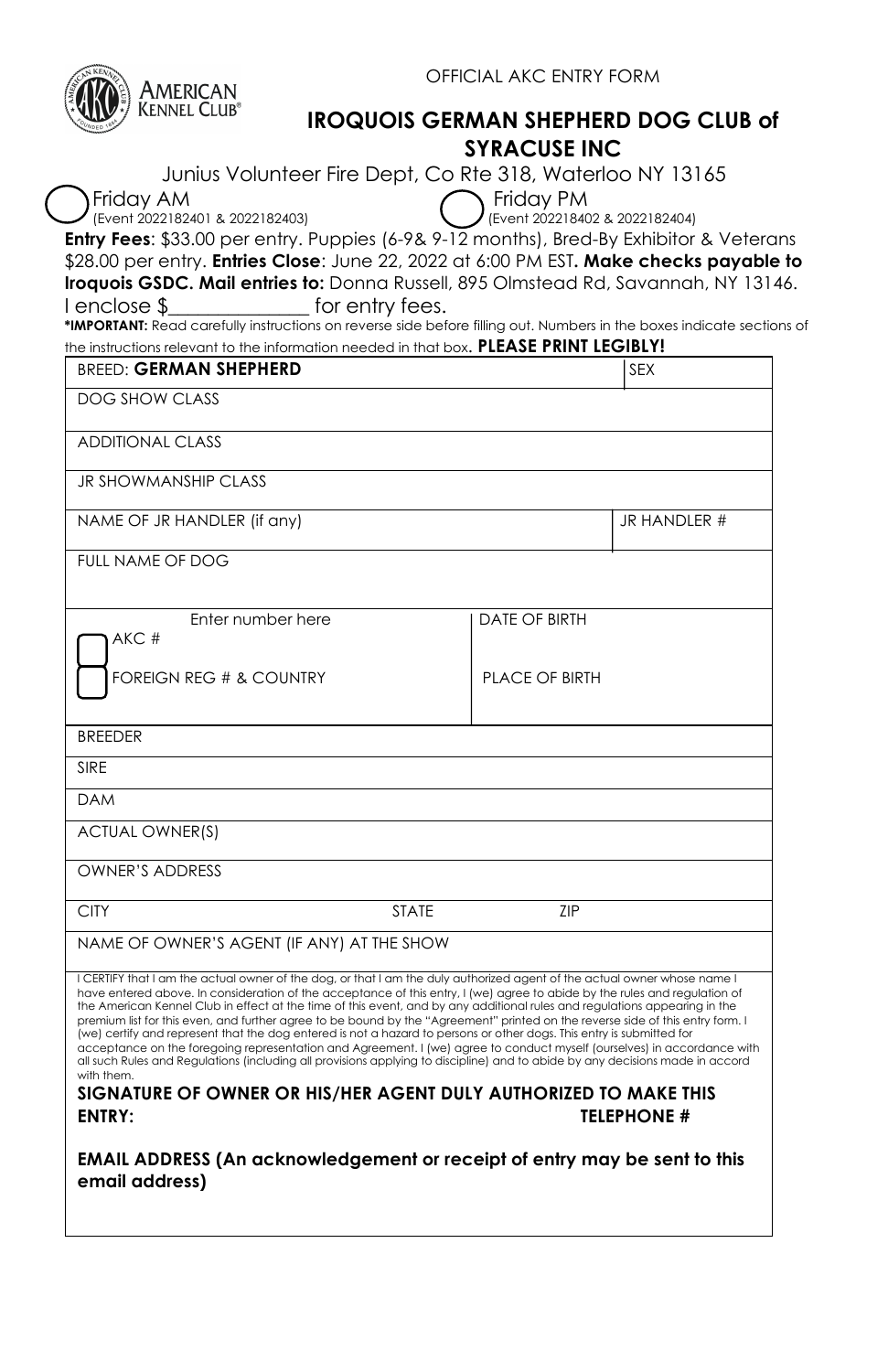OFFICIAL AKC ENTRY FORM

AMERICAN KENNEL CLUB®

# IROQUOIS GERMAN SHEPHERD DOG CLUB of SYRACUSE INC

Junius Volunteer Fire Dept, Co Rte 318, Waterloo NY 13165

◯ Friday AM (Event 2022182401 & 2022182403)    ◯ Friday PM (Event 202218402 & 2022182404)

**Entry Fees**: $33.00 per entry. Puppies (6-9& 9-12 months), Bred-By Exhibitor & Veterans $28.00 per entry. **Entries Close**: June 22, 2022 at 6:00 PM EST**. Make checks payable to Iroquois GSDC. Mail entries to:** Donna Russell, 895 Olmstead Rd, Savannah, NY 13146.

I enclose $______________ for entry fees.

***IMPORTANT:** Read carefully instructions on reverse side before filling out. Numbers in the boxes indicate sections of the instructions relevant to the information needed in that box**. PLEASE PRINT LEGIBLY!**

| BREED: **GERMAN SHEPHERD** | | SEX |
|---|---|---|
| DOG SHOW CLASS | | |
| ADDITIONAL CLASS | | |
| JR SHOWMANSHIP CLASS | | |
| NAME OF JR HANDLER (if any) | | JR HANDLER # |
| FULL NAME OF DOG | | |
| Enter number here<br>☐ AKC #<br>☐ FOREIGN REG # & COUNTRY | DATE OF BIRTH<br>PLACE OF BIRTH | |
| BREEDER | | |
| SIRE | | |
| DAM | | |
| ACTUAL OWNER(S) | | |
| OWNER'S ADDRESS | | |
| CITY | STATE | ZIP |
| NAME OF OWNER'S AGENT (IF ANY) AT THE SHOW | | |

I CERTIFY that I am the actual owner of the dog, or that I am the duly authorized agent of the actual owner whose name I have entered above. In consideration of the acceptance of this entry, I (we) agree to abide by the rules and regulation of the American Kennel Club in effect at the time of this event, and by any additional rules and regulations appearing in the premium list for this even, and further agree to be bound by the "Agreement" printed on the reverse side of this entry form. I (we) certify and represent that the dog entered is not a hazard to persons or other dogs. This entry is submitted for acceptance on the foregoing representation and Agreement. I (we) agree to conduct myself (ourselves) in accordance with all such Rules and Regulations (including all provisions applying to discipline) and to abide by any decisions made in accord with them.

**SIGNATURE OF OWNER OR HIS/HER AGENT DULY AUTHORIZED TO MAKE THIS ENTRY:** **TELEPHONE #**

**EMAIL ADDRESS (An acknowledgement or receipt of entry may be sent to this email address)**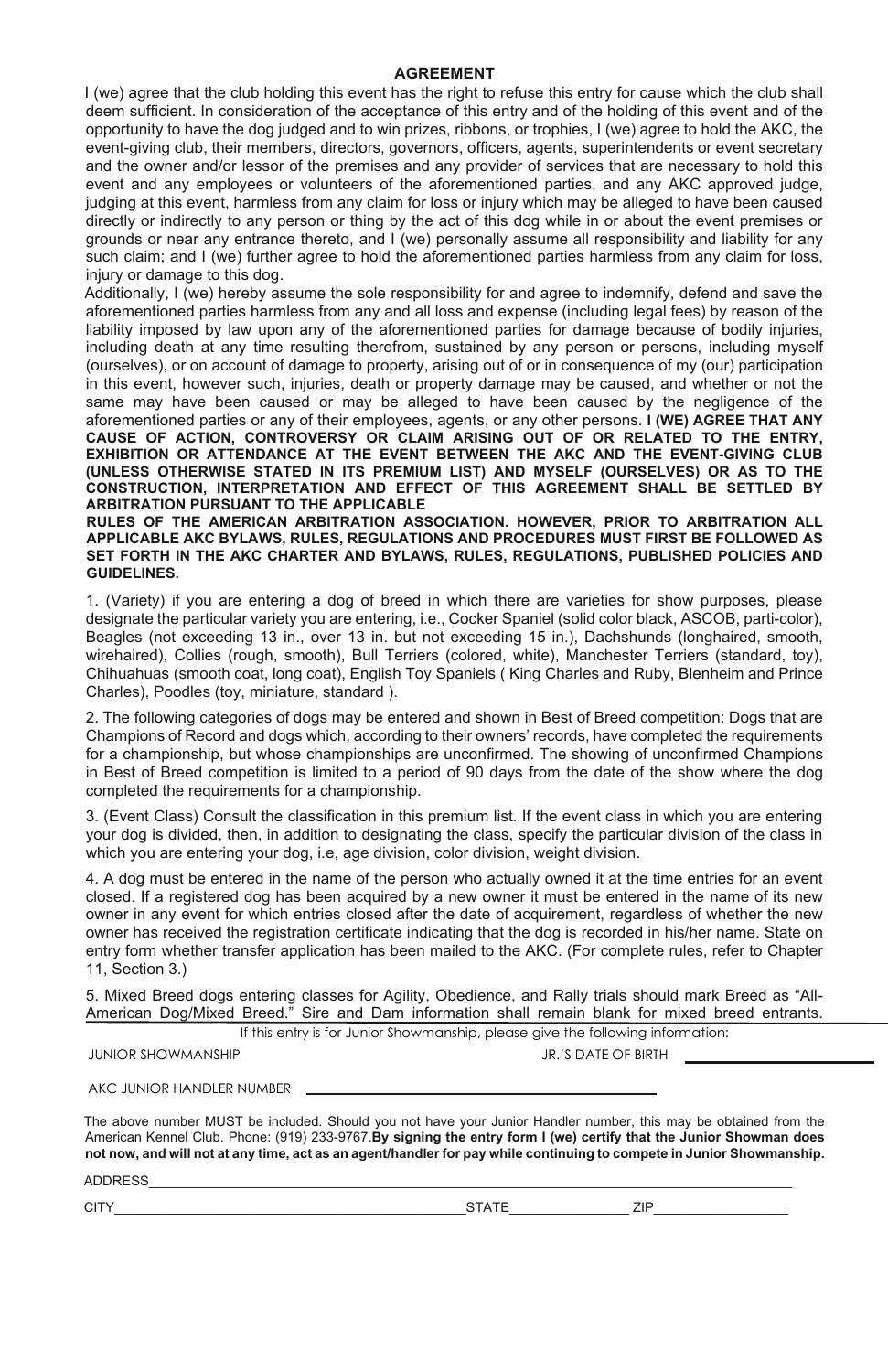## AGREEMENT

I (we) agree that the club holding this event has the right to refuse this entry for cause which the club shall deem sufficient. In consideration of the acceptance of this entry and of the holding of this event and of the opportunity to have the dog judged and to win prizes, ribbons, or trophies, I (we) agree to hold the AKC, the event-giving club, their members, directors, governors, officers, agents, superintendents or event secretary and the owner and/or lessor of the premises and any provider of services that are necessary to hold this event and any employees or volunteers of the aforementioned parties, and any AKC approved judge, judging at this event, harmless from any claim for loss or injury which may be alleged to have been caused directly or indirectly to any person or thing by the act of this dog while in or about the event premises or grounds or near any entrance thereto, and I (we) personally assume all responsibility and liability for any such claim; and I (we) further agree to hold the aforementioned parties harmless from any claim for loss, injury or damage to this dog.

Additionally, I (we) hereby assume the sole responsibility for and agree to indemnify, defend and save the aforementioned parties harmless from any and all loss and expense (including legal fees) by reason of the liability imposed by law upon any of the aforementioned parties for damage because of bodily injuries, including death at any time resulting therefrom, sustained by any person or persons, including myself (ourselves), or on account of damage to property, arising out of or in consequence of my (our) participation in this event, however such, injuries, death or property damage may be caused, and whether or not the same may have been caused or may be alleged to have been caused by the negligence of the aforementioned parties or any of their employees, agents, or any other persons. **I (WE) AGREE THAT ANY CAUSE OF ACTION, CONTROVERSY OR CLAIM ARISING OUT OF OR RELATED TO THE ENTRY, EXHIBITION OR ATTENDANCE AT THE EVENT BETWEEN THE AKC AND THE EVENT-GIVING CLUB (UNLESS OTHERWISE STATED IN ITS PREMIUM LIST) AND MYSELF (OURSELVES) OR AS TO THE CONSTRUCTION, INTERPRETATION AND EFFECT OF THIS AGREEMENT SHALL BE SETTLED BY ARBITRATION PURSUANT TO THE APPLICABLE RULES OF THE AMERICAN ARBITRATION ASSOCIATION. HOWEVER, PRIOR TO ARBITRATION ALL APPLICABLE AKC BYLAWS, RULES, REGULATIONS AND PROCEDURES MUST FIRST BE FOLLOWED AS SET FORTH IN THE AKC CHARTER AND BYLAWS, RULES, REGULATIONS, PUBLISHED POLICIES AND GUIDELINES.**

1. (Variety) if you are entering a dog of breed in which there are varieties for show purposes, please designate the particular variety you are entering, i.e., Cocker Spaniel (solid color black, ASCOB, parti-color), Beagles (not exceeding 13 in., over 13 in. but not exceeding 15 in.), Dachshunds (longhaired, smooth, wirehaired), Collies (rough, smooth), Bull Terriers (colored, white), Manchester Terriers (standard, toy), Chihuahuas (smooth coat, long coat), English Toy Spaniels ( King Charles and Ruby, Blenheim and Prince Charles), Poodles (toy, miniature, standard ).

2. The following categories of dogs may be entered and shown in Best of Breed competition: Dogs that are Champions of Record and dogs which, according to their owners' records, have completed the requirements for a championship, but whose championships are unconfirmed. The showing of unconfirmed Champions in Best of Breed competition is limited to a period of 90 days from the date of the show where the dog completed the requirements for a championship.

3. (Event Class) Consult the classification in this premium list. If the event class in which you are entering your dog is divided, then, in addition to designating the class, specify the particular division of the class in which you are entering your dog, i.e, age division, color division, weight division.

4. A dog must be entered in the name of the person who actually owned it at the time entries for an event closed. If a registered dog has been acquired by a new owner it must be entered in the name of its new owner in any event for which entries closed after the date of acquirement, regardless of whether the new owner has received the registration certificate indicating that the dog is recorded in his/her name. State on entry form whether transfer application has been mailed to the AKC. (For complete rules, refer to Chapter 11, Section 3.)

5. Mixed Breed dogs entering classes for Agility, Obedience, and Rally trials should mark Breed as "All-American Dog/Mixed Breed." Sire and Dam information shall remain blank for mixed breed entrants.

If this entry is for Junior Showmanship, please give the following information:

JUNIOR SHOWMANSHIP JR.'S DATE OF BIRTH ____________________

AKC JUNIOR HANDLER NUMBER ________________________________

The above number MUST be included. Should you not have your Junior Handler number, this may be obtained from the American Kennel Club. Phone: (919) 233-9767.**By signing the entry form I (we) certify that the Junior Showman does not now, and will not at any time, act as an agent/handler for pay while continuing to compete in Junior Showmanship.**

ADDRESS____________________________________________________________

CITY________________________________ STATE______________ ZIP______________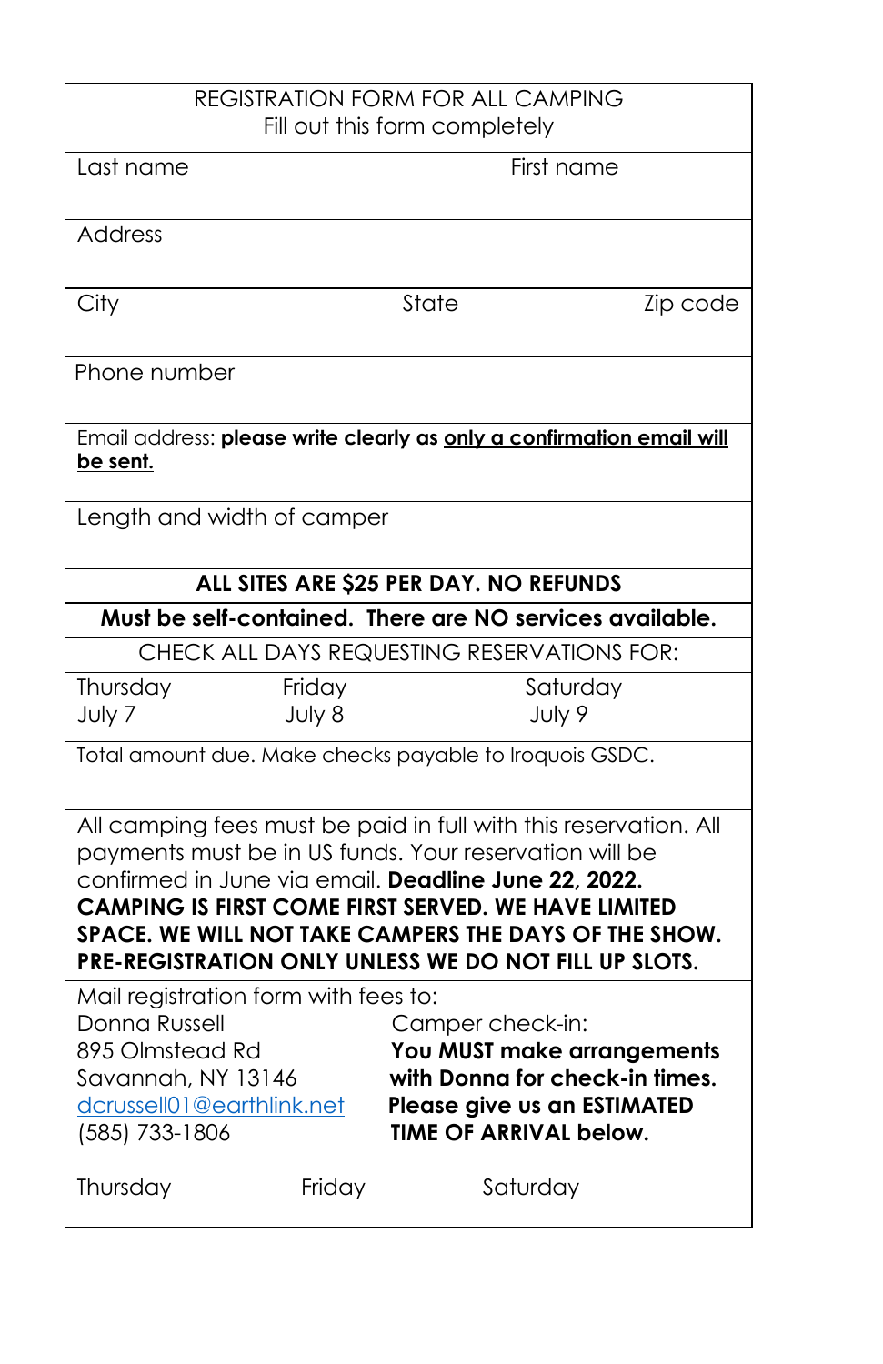REGISTRATION FORM FOR ALL CAMPING

Fill out this form completely

| Last name | | First name |
|---|---|---|
| Address | | |
| City | State | Zip code |
| Phone number | | |

Email address: **please write clearly as <u>only a confirmation email will be sent.</u>**

Length and width of camper

**ALL SITES ARE $25 PER DAY. NO REFUNDS**

**Must be self-contained. There are NO services available.**

CHECK ALL DAYS REQUESTING RESERVATIONS FOR:

| Thursday July 7 | Friday July 8 | Saturday July 9 |
|---|---|---|

Total amount due. Make checks payable to Iroquois GSDC.

All camping fees must be paid in full with this reservation. All payments must be in US funds. Your reservation will be confirmed in June via email. **Deadline June 22, 2022. CAMPING IS FIRST COME FIRST SERVED. WE HAVE LIMITED SPACE. WE WILL NOT TAKE CAMPERS THE DAYS OF THE SHOW. PRE-REGISTRATION ONLY UNLESS WE DO NOT FILL UP SLOTS.**

Mail registration form with fees to:

Donna Russell
895 Olmstead Rd
Savannah, NY 13146
dcrussell01@earthlink.net
(585) 733-1806

Camper check-in:
**You MUST make arrangements with Donna for check-in times. Please give us an ESTIMATED TIME OF ARRIVAL below.**

| Thursday | Friday | Saturday |
|---|---|---|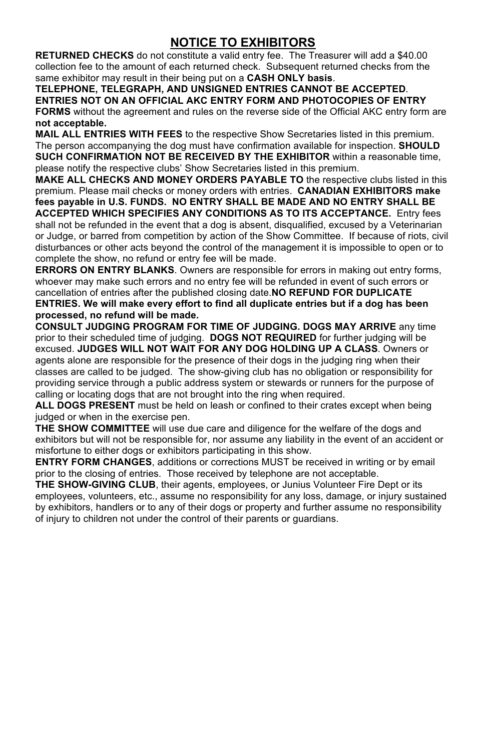# NOTICE TO EXHIBITORS

**RETURNED CHECKS** do not constitute a valid entry fee. The Treasurer will add a $40.00 collection fee to the amount of each returned check. Subsequent returned checks from the same exhibitor may result in their being put on a **CASH ONLY basis**.

**TELEPHONE, TELEGRAPH, AND UNSIGNED ENTRIES CANNOT BE ACCEPTED**. **ENTRIES NOT ON AN OFFICIAL AKC ENTRY FORM AND PHOTOCOPIES OF ENTRY FORMS** without the agreement and rules on the reverse side of the Official AKC entry form are **not acceptable.**

**MAIL ALL ENTRIES WITH FEES** to the respective Show Secretaries listed in this premium. The person accompanying the dog must have confirmation available for inspection. **SHOULD SUCH CONFIRMATION NOT BE RECEIVED BY THE EXHIBITOR** within a reasonable time, please notify the respective clubs' Show Secretaries listed in this premium.

**MAKE ALL CHECKS AND MONEY ORDERS PAYABLE TO** the respective clubs listed in this premium. Please mail checks or money orders with entries. **CANADIAN EXHIBITORS make fees payable in U.S. FUNDS. NO ENTRY SHALL BE MADE AND NO ENTRY SHALL BE ACCEPTED WHICH SPECIFIES ANY CONDITIONS AS TO ITS ACCEPTANCE.** Entry fees shall not be refunded in the event that a dog is absent, disqualified, excused by a Veterinarian or Judge, or barred from competition by action of the Show Committee. If because of riots, civil disturbances or other acts beyond the control of the management it is impossible to open or to complete the show, no refund or entry fee will be made.

**ERRORS ON ENTRY BLANKS**. Owners are responsible for errors in making out entry forms, whoever may make such errors and no entry fee will be refunded in event of such errors or cancellation of entries after the published closing date.**NO REFUND FOR DUPLICATE ENTRIES. We will make every effort to find all duplicate entries but if a dog has been processed, no refund will be made.**

**CONSULT JUDGING PROGRAM FOR TIME OF JUDGING. DOGS MAY ARRIVE** any time prior to their scheduled time of judging. **DOGS NOT REQUIRED** for further judging will be excused. **JUDGES WILL NOT WAIT FOR ANY DOG HOLDING UP A CLASS**. Owners or agents alone are responsible for the presence of their dogs in the judging ring when their classes are called to be judged. The show-giving club has no obligation or responsibility for providing service through a public address system or stewards or runners for the purpose of calling or locating dogs that are not brought into the ring when required.

**ALL DOGS PRESENT** must be held on leash or confined to their crates except when being judged or when in the exercise pen.

**THE SHOW COMMITTEE** will use due care and diligence for the welfare of the dogs and exhibitors but will not be responsible for, nor assume any liability in the event of an accident or misfortune to either dogs or exhibitors participating in this show.

**ENTRY FORM CHANGES**, additions or corrections MUST be received in writing or by email prior to the closing of entries. Those received by telephone are not acceptable.

**THE SHOW-GIVING CLUB**, their agents, employees, or Junius Volunteer Fire Dept or its employees, volunteers, etc., assume no responsibility for any loss, damage, or injury sustained by exhibitors, handlers or to any of their dogs or property and further assume no responsibility of injury to children not under the control of their parents or guardians.